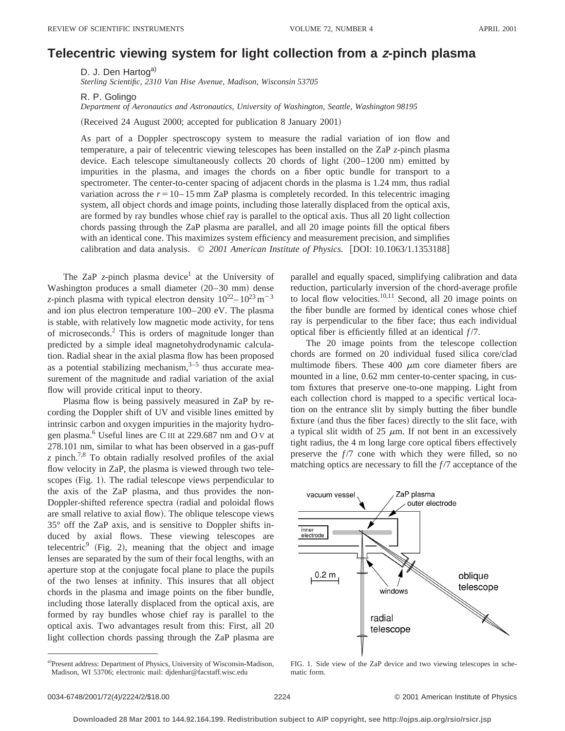# Telecentric viewing system for light collection from a *z*-pinch plasma

D. J. Den Hartog[a)]
*Sterling Scientific, 2310 Van Hise Avenue, Madison, Wisconsin 53705*

R. P. Golingo
*Department of Aeronautics and Astronautics, University of Washington, Seattle, Washington 98195*

(Received 24 August 2000; accepted for publication 8 January 2001)

As part of a Doppler spectroscopy system to measure the radial variation of ion flow and temperature, a pair of telecentric viewing telescopes has been installed on the ZaP *z*-pinch plasma device. Each telescope simultaneously collects 20 chords of light (200–1200 nm) emitted by impurities in the plasma, and images the chords on a fiber optic bundle for transport to a spectrometer. The center-to-center spacing of adjacent chords in the plasma is 1.24 mm, thus radial variation across the $r = 10$–$15$ mm ZaP plasma is completely recorded. In this telecentric imaging system, all object chords and image points, including those laterally displaced from the optical axis, are formed by ray bundles whose chief ray is parallel to the optical axis. Thus all 20 light collection chords passing through the ZaP plasma are parallel, and all 20 image points fill the optical fibers with an identical cone. This maximizes system efficiency and measurement precision, and simplifies calibration and data analysis. © *2001 American Institute of Physics.* [DOI: 10.1063/1.1353188]

The ZaP *z*-pinch plasma device[1] at the University of Washington produces a small diameter (20–30 mm) dense *z*-pinch plasma with typical electron density $10^{22}$–$10^{23}\,\mathrm{m}^{-3}$ and ion plus electron temperature 100–200 eV. The plasma is stable, with relatively low magnetic mode activity, for tens of microseconds.[2] This is orders of magnitude longer than predicted by a simple ideal magnetohydrodynamic calculation. Radial shear in the axial plasma flow has been proposed as a potential stabilizing mechanism,[3–5] thus accurate measurement of the magnitude and radial variation of the axial flow will provide critical input to theory.

Plasma flow is being passively measured in ZaP by recording the Doppler shift of UV and visible lines emitted by intrinsic carbon and oxygen impurities in the majority hydrogen plasma.[6] Useful lines are C III at 229.687 nm and O V at 278.101 nm, similar to what has been observed in a gas-puff *z* pinch.[7,8] To obtain radially resolved profiles of the axial flow velocity in ZaP, the plasma is viewed through two telescopes (Fig. 1). The radial telescope views perpendicular to the axis of the ZaP plasma, and thus provides the non-Doppler-shifted reference spectra (radial and poloidal flows are small relative to axial flow). The oblique telescope views 35° off the ZaP axis, and is sensitive to Doppler shifts induced by axial flows. These viewing telescopes are telecentric[9] (Fig. 2), meaning that the object and image lenses are separated by the sum of their focal lengths, with an aperture stop at the conjugate focal plane to place the pupils of the two lenses at infinity. This insures that all object chords in the plasma and image points on the fiber bundle, including those laterally displaced from the optical axis, are formed by ray bundles whose chief ray is parallel to the optical axis. Two advantages result from this: First, all 20 light collection chords passing through the ZaP plasma are parallel and equally spaced, simplifying calibration and data reduction, particularly inversion of the chord-average profile to local flow velocities.[10,11] Second, all 20 image points on the fiber bundle are formed by identical cones whose chief ray is perpendicular to the fiber face; thus each individual optical fiber is efficiently filled at an identical $f/7$.

The 20 image points from the telescope collection chords are formed on 20 individual fused silica core/clad multimode fibers. These 400 $\mu$m core diameter fibers are mounted in a line, 0.62 mm center-to-center spacing, in custom fixtures that preserve one-to-one mapping. Light from each collection chord is mapped to a specific vertical location on the entrance slit by simply butting the fiber bundle fixture (and thus the fiber faces) directly to the slit face, with a typical slit width of 25 $\mu$m. If not bent in an excessively tight radius, the 4 m long large core optical fibers effectively preserve the $f/7$ cone with which they were filled, so no matching optics are necessary to fill the $f/7$ acceptance of the

FIG. 1. Side view of the ZaP device and two viewing telescopes in schematic form.

[a)]Present address: Department of Physics, University of Wisconsin-Madison, Madison, WI 53706; electronic mail: djdenhar@facstaff.wisc.edu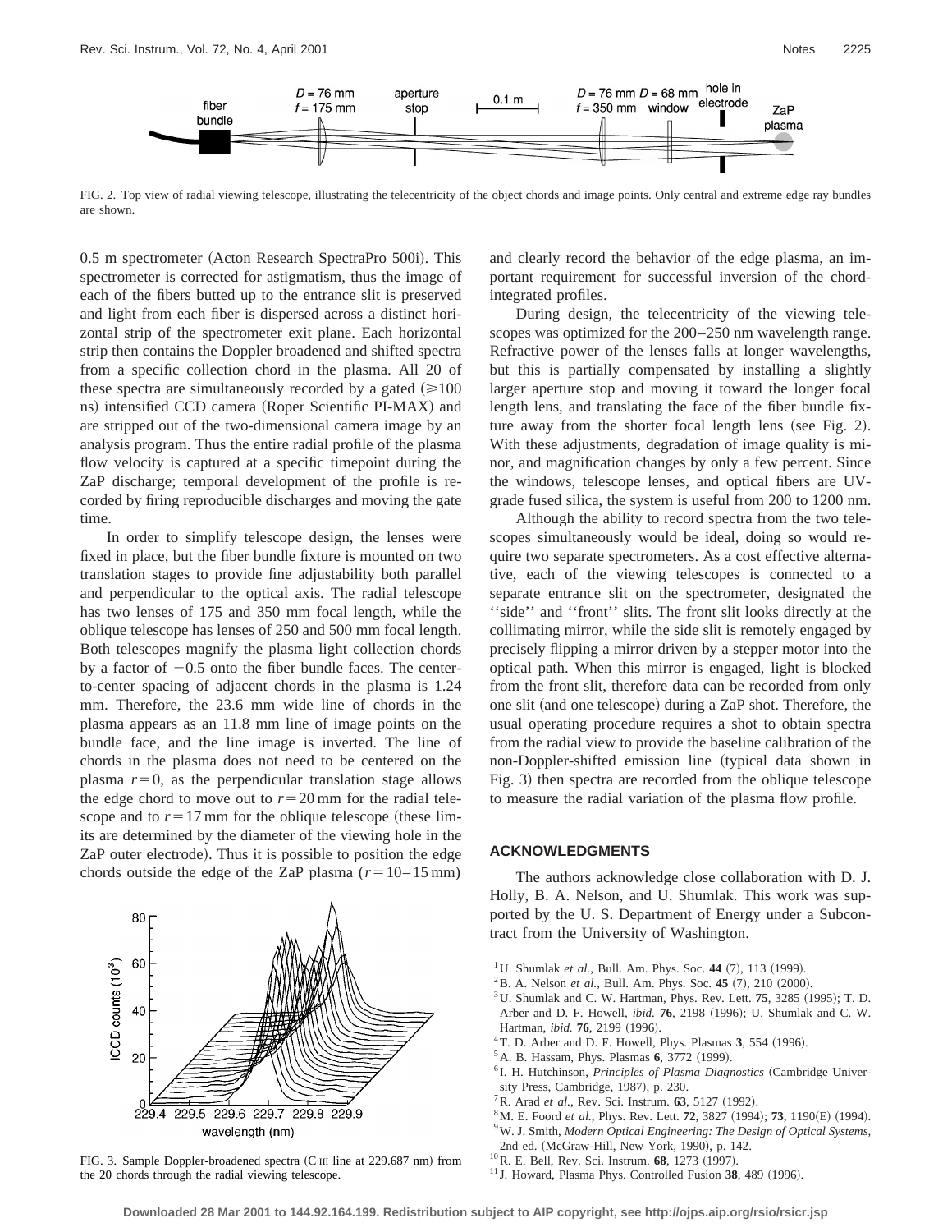D = 76 mm
f = 175 mm
fiber bundle
aperture stop
0.1 m
D = 76 mm D = 68 mm
f = 350 mm window
hole in electrode
ZaP plasma

FIG. 2. Top view of radial viewing telescope, illustrating the telecentricity of the object chords and image points. Only central and extreme edge ray bundles are shown.

0.5 m spectrometer (Acton Research SpectraPro 500i). This spectrometer is corrected for astigmatism, thus the image of each of the fibers butted up to the entrance slit is preserved and light from each fiber is dispersed across a distinct horizontal strip of the spectrometer exit plane. Each horizontal strip then contains the Doppler broadened and shifted spectra from a specific collection chord in the plasma. All 20 of these spectra are simultaneously recorded by a gated ($\geqslant$100 ns) intensified CCD camera (Roper Scientific PI-MAX) and are stripped out of the two-dimensional camera image by an analysis program. Thus the entire radial profile of the plasma flow velocity is captured at a specific timepoint during the ZaP discharge; temporal development of the profile is recorded by firing reproducible discharges and moving the gate time.

In order to simplify telescope design, the lenses were fixed in place, but the fiber bundle fixture is mounted on two translation stages to provide fine adjustability both parallel and perpendicular to the optical axis. The radial telescope has two lenses of 175 and 350 mm focal length, while the oblique telescope has lenses of 250 and 500 mm focal length. Both telescopes magnify the plasma light collection chords by a factor of $-0.5$ onto the fiber bundle faces. The center-to-center spacing of adjacent chords in the plasma is 1.24 mm. Therefore, the 23.6 mm wide line of chords in the plasma appears as an 11.8 mm line of image points on the bundle face, and the line image is inverted. The line of chords in the plasma does not need to be centered on the plasma $r=0$, as the perpendicular translation stage allows the edge chord to move out to $r=20$ mm for the radial telescope and to $r=17$ mm for the oblique telescope (these limits are determined by the diameter of the viewing hole in the ZaP outer electrode). Thus it is possible to position the edge chords outside the edge of the ZaP plasma ($r=10$–$15$ mm) and clearly record the behavior of the edge plasma, an important requirement for successful inversion of the chord-integrated profiles.

During design, the telecentricity of the viewing telescopes was optimized for the 200–250 nm wavelength range. Refractive power of the lenses falls at longer wavelengths, but this is partially compensated by installing a slightly larger aperture stop and moving it toward the longer focal length lens, and translating the face of the fiber bundle fixture away from the shorter focal length lens (see Fig. 2). With these adjustments, degradation of image quality is minor, and magnification changes by only a few percent. Since the windows, telescope lenses, and optical fibers are UV-grade fused silica, the system is useful from 200 to 1200 nm.

Although the ability to record spectra from the two telescopes simultaneously would be ideal, doing so would require two separate spectrometers. As a cost effective alternative, each of the viewing telescopes is connected to a separate entrance slit on the spectrometer, designated the ''side'' and ''front'' slits. The front slit looks directly at the collimating mirror, while the side slit is remotely engaged by precisely flipping a mirror driven by a stepper motor into the optical path. When this mirror is engaged, light is blocked from the front slit, therefore data can be recorded from only one slit (and one telescope) during a ZaP shot. Therefore, the usual operating procedure requires a shot to obtain spectra from the radial view to provide the baseline calibration of the non-Doppler-shifted emission line (typical data shown in Fig. 3) then spectra are recorded from the oblique telescope to measure the radial variation of the plasma flow profile.

ICCD counts ($10^3$)
80
60
40
20
0
229.4 229.5 229.6 229.7 229.8 229.9
wavelength (nm)

FIG. 3. Sample Doppler-broadened spectra (C III line at 229.687 nm) from the 20 chords through the radial viewing telescope.

## ACKNOWLEDGMENTS

The authors acknowledge close collaboration with D. J. Holly, B. A. Nelson, and U. Shumlak. This work was supported by the U. S. Department of Energy under a Subcontract from the University of Washington.

[1] U. Shumlak *et al.*, Bull. Am. Phys. Soc. **44** (7), 113 (1999).
[2] B. A. Nelson *et al.*, Bull. Am. Phys. Soc. **45** (7), 210 (2000).
[3] U. Shumlak and C. W. Hartman, Phys. Rev. Lett. **75**, 3285 (1995); T. D. Arber and D. F. Howell, *ibid.* **76**, 2198 (1996); U. Shumlak and C. W. Hartman, *ibid.* **76**, 2199 (1996).
[4] T. D. Arber and D. F. Howell, Phys. Plasmas **3**, 554 (1996).
[5] A. B. Hassam, Phys. Plasmas **6**, 3772 (1999).
[6] I. H. Hutchinson, *Principles of Plasma Diagnostics* (Cambridge University Press, Cambridge, 1987), p. 230.
[7] R. Arad *et al.*, Rev. Sci. Instrum. **63**, 5127 (1992).
[8] M. E. Foord *et al.*, Phys. Rev. Lett. **72**, 3827 (1994); **73**, 1190(E) (1994).
[9] W. J. Smith, *Modern Optical Engineering: The Design of Optical Systems*, 2nd ed. (McGraw-Hill, New York, 1990), p. 142.
[10] R. E. Bell, Rev. Sci. Instrum. **68**, 1273 (1997).
[11] J. Howard, Plasma Phys. Controlled Fusion **38**, 489 (1996).